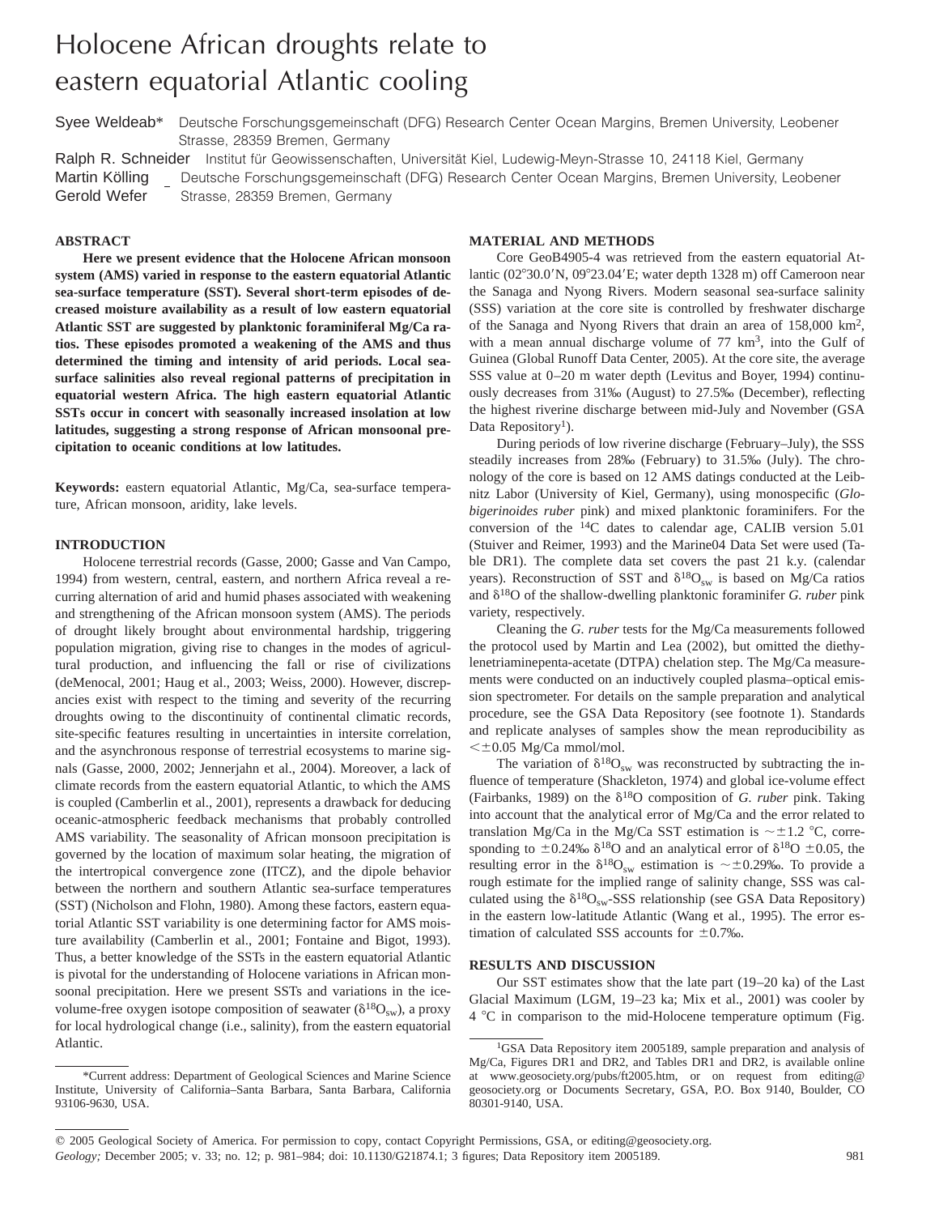# Holocene African droughts relate to eastern equatorial Atlantic cooling

**Syee Weldeab*** Deutsche Forschungsgemeinschaft (DFG) Research Center Ocean Margins, Bremen University, Leobener Strasse, 28359 Bremen, Germany

**Ralph R. Schneider** Institut für Geowissenschaften, Universität Kiel, Ludewig-Meyn-Strasse 10, 24118 Kiel, Germany

**Martin Kölling**, **Gerold Wefer** Deutsche Forschungsgemeinschaft (DFG) Research Center Ocean Margins, Bremen University, Leobener Strasse, 28359 Bremen, Germany

## ABSTRACT

**Here we present evidence that the Holocene African monsoon system (AMS) varied in response to the eastern equatorial Atlantic sea-surface temperature (SST). Several short-term episodes of decreased moisture availability as a result of low eastern equatorial Atlantic SST are suggested by planktonic foraminiferal Mg/Ca ratios. These episodes promoted a weakening of the AMS and thus determined the timing and intensity of arid periods. Local sea-surface salinities also reveal regional patterns of precipitation in equatorial western Africa. The high eastern equatorial Atlantic SSTs occur in concert with seasonally increased insolation at low latitudes, suggesting a strong response of African monsoonal precipitation to oceanic conditions at low latitudes.**

**Keywords:** eastern equatorial Atlantic, Mg/Ca, sea-surface temperature, African monsoon, aridity, lake levels.

## INTRODUCTION

Holocene terrestrial records (Gasse, 2000; Gasse and Van Campo, 1994) from western, central, eastern, and northern Africa reveal a recurring alternation of arid and humid phases associated with weakening and strengthening of the African monsoon system (AMS). The periods of drought likely brought about environmental hardship, triggering population migration, giving rise to changes in the modes of agricultural production, and influencing the fall or rise of civilizations (deMenocal, 2001; Haug et al., 2003; Weiss, 2000). However, discrepancies exist with respect to the timing and severity of the recurring droughts owing to the discontinuity of continental climatic records, site-specific features resulting in uncertainties in intersite correlation, and the asynchronous response of terrestrial ecosystems to marine signals (Gasse, 2000, 2002; Jennerjahn et al., 2004). Moreover, a lack of climate records from the eastern equatorial Atlantic, to which the AMS is coupled (Camberlin et al., 2001), represents a drawback for deducing oceanic-atmospheric feedback mechanisms that probably controlled AMS variability. The seasonality of African monsoon precipitation is governed by the location of maximum solar heating, the migration of the intertropical convergence zone (ITCZ), and the dipole behavior between the northern and southern Atlantic sea-surface temperatures (SST) (Nicholson and Flohn, 1980). Among these factors, eastern equatorial Atlantic SST variability is one determining factor for AMS moisture availability (Camberlin et al., 2001; Fontaine and Bigot, 1993). Thus, a better knowledge of the SSTs in the eastern equatorial Atlantic is pivotal for the understanding of Holocene variations in African monsoonal precipitation. Here we present SSTs and variations in the ice-volume-free oxygen isotope composition of seawater ($\delta^{18}O_{sw}$), a proxy for local hydrological change (i.e., salinity), from the eastern equatorial Atlantic.

## MATERIAL AND METHODS

Core GeoB4905-4 was retrieved from the eastern equatorial Atlantic (02°30.0′N, 09°23.04′E; water depth 1328 m) off Cameroon near the Sanaga and Nyong Rivers. Modern seasonal sea-surface salinity (SSS) variation at the core site is controlled by freshwater discharge of the Sanaga and Nyong Rivers that drain an area of 158,000 km$^2$, with a mean annual discharge volume of 77 km$^3$, into the Gulf of Guinea (Global Runoff Data Center, 2005). At the core site, the average SSS value at 0–20 m water depth (Levitus and Boyer, 1994) continuously decreases from 31‰ (August) to 27.5‰ (December), reflecting the highest riverine discharge between mid-July and November (GSA Data Repository[1]).

During periods of low riverine discharge (February–July), the SSS steadily increases from 28‰ (February) to 31.5‰ (July). The chronology of the core is based on 12 AMS datings conducted at the Leibnitz Labor (University of Kiel, Germany), using monospecific (*Globigerinoides ruber* pink) and mixed planktonic foraminifers. For the conversion of the $^{14}C$ dates to calendar age, CALIB version 5.01 (Stuiver and Reimer, 1993) and the Marine04 Data Set were used (Table DR1). The complete data set covers the past 21 k.y. (calendar years). Reconstruction of SST and $\delta^{18}O_{sw}$ is based on Mg/Ca ratios and $\delta^{18}O$ of the shallow-dwelling planktonic foraminifer *G. ruber* pink variety, respectively.

Cleaning the *G. ruber* tests for the Mg/Ca measurements followed the protocol used by Martin and Lea (2002), but omitted the diethylenetriaminepenta-acetate (DTPA) chelation step. The Mg/Ca measurements were conducted on an inductively coupled plasma–optical emission spectrometer. For details on the sample preparation and analytical procedure, see the GSA Data Repository (see footnote 1). Standards and replicate analyses of samples show the mean reproducibility as $<\pm 0.05$ Mg/Ca mmol/mol.

The variation of $\delta^{18}O_{sw}$ was reconstructed by subtracting the influence of temperature (Shackleton, 1974) and global ice-volume effect (Fairbanks, 1989) on the $\delta^{18}O$ composition of *G. ruber* pink. Taking into account that the analytical error of Mg/Ca and the error related to translation Mg/Ca in the Mg/Ca SST estimation is $\sim\pm 1.2$ °C, corresponding to ±0.24‰ $\delta^{18}O$ and an analytical error of $\delta^{18}O$ ±0.05, the resulting error in the $\delta^{18}O_{sw}$ estimation is $\sim\pm 0.29$‰. To provide a rough estimate for the implied range of salinity change, SSS was calculated using the $\delta^{18}O_{sw}$-SSS relationship (see GSA Data Repository) in the eastern low-latitude Atlantic (Wang et al., 1995). The error estimation of calculated SSS accounts for ±0.7‰.

## RESULTS AND DISCUSSION

Our SST estimates show that the late part (19–20 ka) of the Last Glacial Maximum (LGM, 19–23 ka; Mix et al., 2001) was cooler by 4 °C in comparison to the mid-Holocene temperature optimum (Fig.

*Current address: Department of Geological Sciences and Marine Science Institute, University of California–Santa Barbara, Santa Barbara, California 93106-9630, USA.

[1]GSA Data Repository item 2005189, sample preparation and analysis of Mg/Ca, Figures DR1 and DR2, and Tables DR1 and DR2, is available online at www.geosociety.org/pubs/ft2005.htm, or on request from editing@geosociety.org or Documents Secretary, GSA, P.O. Box 9140, Boulder, CO 80301-9140, USA.

© 2005 Geological Society of America. For permission to copy, contact Copyright Permissions, GSA, or editing@geosociety.org.
*Geology;* December 2005; v. 33; no. 12; p. 981–984; doi: 10.1130/G21874.1; 3 figures; Data Repository item 2005189.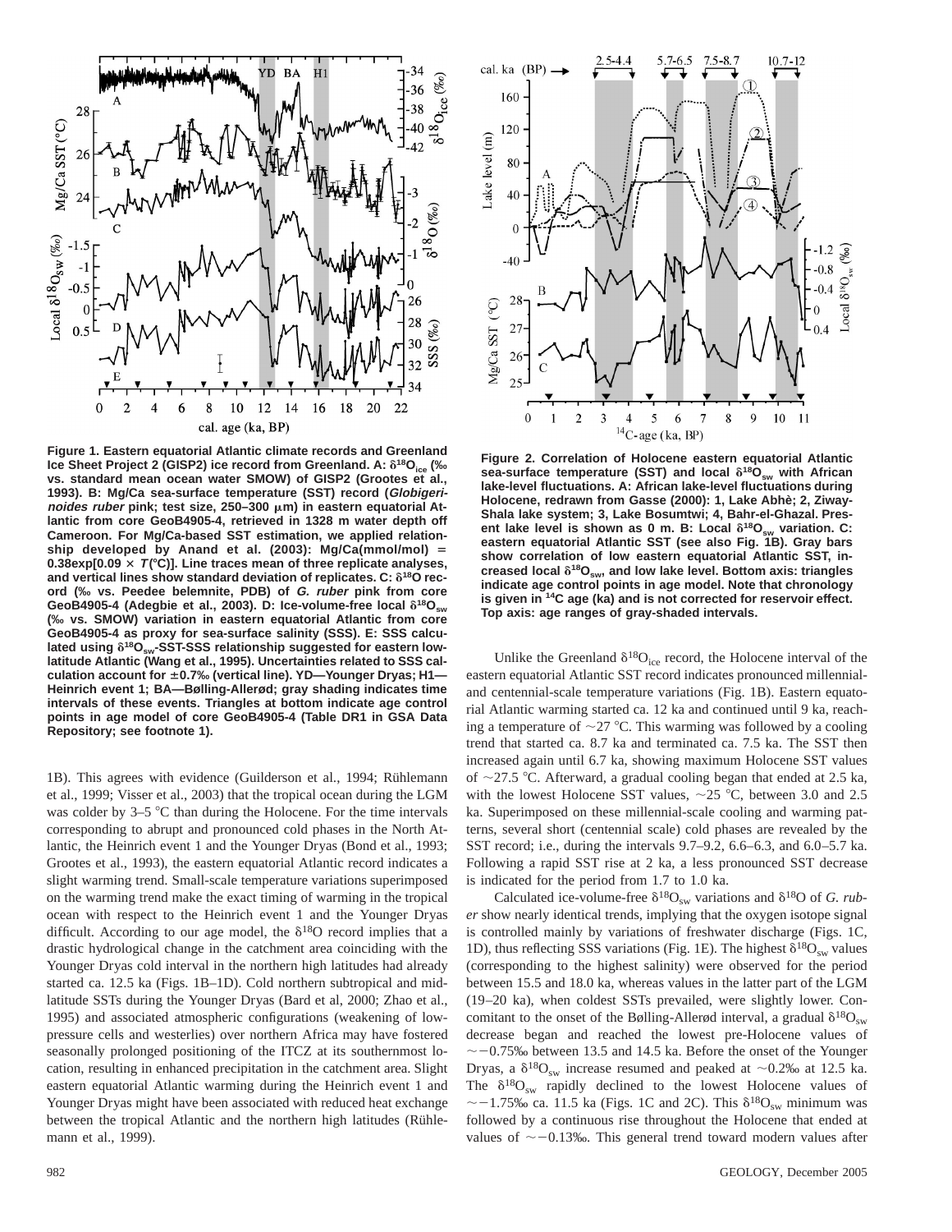**Figure 1. Eastern equatorial Atlantic climate records and Greenland Ice Sheet Project 2 (GISP2) ice record from Greenland. A: $\delta^{18}O_{ice}$ (‰ vs. standard mean ocean water SMOW) of GISP2 (Grootes et al., 1993). B: Mg/Ca sea-surface temperature (SST) record (*Globigerinoides ruber* pink; test size, 250–300 μm) in eastern equatorial Atlantic from core GeoB4905-4, retrieved in 1328 m water depth off Cameroon. For Mg/Ca-based SST estimation, we applied relationship developed by Anand et al. (2003): Mg/Ca(mmol/mol) = 0.38exp[0.09 × *T*(°C)]. Line traces mean of three replicate analyses, and vertical lines show standard deviation of replicates. C: $\delta^{18}O$ record (‰ vs. Peedee belemnite, PDB) of *G. ruber* pink from core GeoB4905-4 (Adegbie et al., 2003). D: Ice-volume-free local $\delta^{18}O_{sw}$ (‰ vs. SMOW) variation in eastern equatorial Atlantic from core GeoB4905-4 as proxy for sea-surface salinity (SSS). E: SSS calculated using $\delta^{18}O_{sw}$-SST-SSS relationship suggested for eastern low-latitude Atlantic (Wang et al., 1995). Uncertainties related to SSS calculation account for ±0.7‰ (vertical line). YD—Younger Dryas; H1—Heinrich event 1; BA—Bølling-Allerød; gray shading indicates time intervals of these events. Triangles at bottom indicate age control points in age model of core GeoB4905-4 (Table DR1 in GSA Data Repository; see footnote 1).**

**Figure 2. Correlation of Holocene eastern equatorial Atlantic sea-surface temperature (SST) and local $\delta^{18}O_{sw}$ with African lake-level fluctuations. A: African lake-level fluctuations during Holocene, redrawn from Gasse (2000): 1, Lake Abhè; 2, Ziway-Shala lake system; 3, Lake Bosumtwi; 4, Bahr-el-Ghazal. Present lake level is shown as 0 m. B: Local $\delta^{18}O_{sw}$ variation. C: eastern equatorial Atlantic SST (see also Fig. 1B). Gray bars show correlation of low eastern equatorial Atlantic SST, increased local $\delta^{18}O_{sw}$, and low lake level. Bottom axis: triangles indicate age control points in age model. Note that chronology is given in $^{14}C$ age (ka) and is not corrected for reservoir effect. Top axis: age ranges of gray-shaded intervals.**

1B). This agrees with evidence (Guilderson et al., 1994; Rühlemann et al., 1999; Visser et al., 2003) that the tropical ocean during the LGM was colder by 3–5 °C than during the Holocene. For the time intervals corresponding to abrupt and pronounced cold phases in the North Atlantic, the Heinrich event 1 and the Younger Dryas (Bond et al., 1993; Grootes et al., 1993), the eastern equatorial Atlantic record indicates a slight warming trend. Small-scale temperature variations superimposed on the warming trend make the exact timing of warming in the tropical ocean with respect to the Heinrich event 1 and the Younger Dryas difficult. According to our age model, the $\delta^{18}O$ record implies that a drastic hydrological change in the catchment area coinciding with the Younger Dryas cold interval in the northern high latitudes had already started ca. 12.5 ka (Figs. 1B–1D). Cold northern subtropical and mid-latitude SSTs during the Younger Dryas (Bard et al, 2000; Zhao et al., 1995) and associated atmospheric configurations (weakening of low-pressure cells and westerlies) over northern Africa may have fostered seasonally prolonged positioning of the ITCZ at its southernmost location, resulting in enhanced precipitation in the catchment area. Slight eastern equatorial Atlantic warming during the Heinrich event 1 and Younger Dryas might have been associated with reduced heat exchange between the tropical Atlantic and the northern high latitudes (Rühlemann et al., 1999).

Unlike the Greenland $\delta^{18}O_{ice}$ record, the Holocene interval of the eastern equatorial Atlantic SST record indicates pronounced millennial- and centennial-scale temperature variations (Fig. 1B). Eastern equatorial Atlantic warming started ca. 12 ka and continued until 9 ka, reaching a temperature of ~27 °C. This warming was followed by a cooling trend that started ca. 8.7 ka and terminated ca. 7.5 ka. The SST then increased again until 6.7 ka, showing maximum Holocene SST values of ~27.5 °C. Afterward, a gradual cooling began that ended at 2.5 ka, with the lowest Holocene SST values, ~25 °C, between 3.0 and 2.5 ka. Superimposed on these millennial-scale cooling and warming patterns, several short (centennial scale) cold phases are revealed by the SST record; i.e., during the intervals 9.7–9.2, 6.6–6.3, and 6.0–5.7 ka. Following a rapid SST rise at 2 ka, a less pronounced SST decrease is indicated for the period from 1.7 to 1.0 ka.

Calculated ice-volume-free $\delta^{18}O_{sw}$ variations and $\delta^{18}O$ of *G. ruber* show nearly identical trends, implying that the oxygen isotope signal is controlled mainly by variations of freshwater discharge (Figs. 1C, 1D), thus reflecting SSS variations (Fig. 1E). The highest $\delta^{18}O_{sw}$ values (corresponding to the highest salinity) were observed for the period between 15.5 and 18.0 ka, whereas values in the latter part of the LGM (19–20 ka), when coldest SSTs prevailed, were slightly lower. Concomitant to the onset of the Bølling-Allerød interval, a gradual $\delta^{18}O_{sw}$ decrease began and reached the lowest pre-Holocene values of ~−0.75‰ between 13.5 and 14.5 ka. Before the onset of the Younger Dryas, a $\delta^{18}O_{sw}$ increase resumed and peaked at ~0.2‰ at 12.5 ka. The $\delta^{18}O_{sw}$ rapidly declined to the lowest Holocene values of ~−1.75‰ ca. 11.5 ka (Figs. 1C and 2C). This $\delta^{18}O_{sw}$ minimum was followed by a continuous rise throughout the Holocene that ended at values of ~−0.13‰. This general trend toward modern values after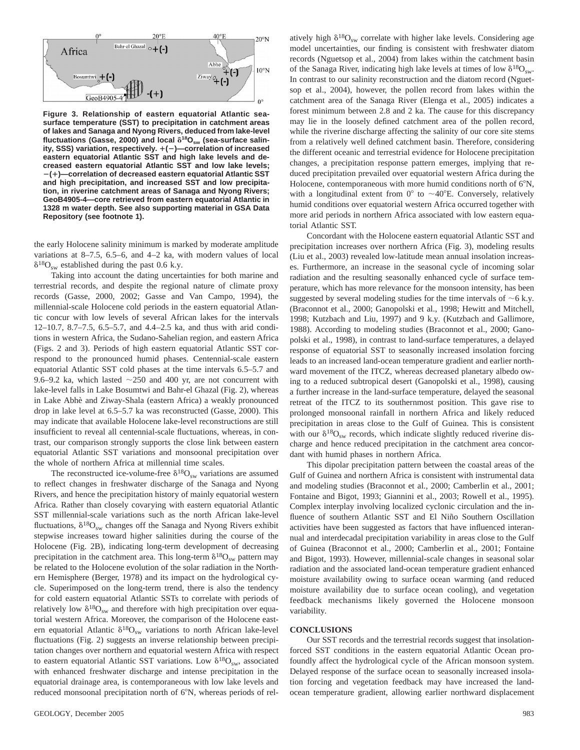Figure 3. Relationship of eastern equatorial Atlantic sea-surface temperature (SST) to precipitation in catchment areas of lakes and Sanaga and Nyong Rivers, deduced from lake-level fluctuations (Gasse, 2000) and local $\delta^{18}O_{sw}$ (sea-surface salinity, SSS) variation, respectively. +(−)—correlation of increased eastern equatorial Atlantic SST and high lake levels and decreased eastern equatorial Atlantic SST and low lake levels; −(+)—correlation of decreased eastern equatorial Atlantic SST and high precipitation, and increased SST and low precipitation, in riverine catchment areas of Sanaga and Nyong Rivers; GeoB4905-4—core retrieved from eastern equatorial Atlantic in 1328 m water depth. See also supporting material in GSA Data Repository (see footnote 1).

the early Holocene salinity minimum is marked by moderate amplitude variations at 8–7.5, 6.5–6, and 4–2 ka, with modern values of local $\delta^{18}O_{sw}$ established during the past 0.6 k.y.

Taking into account the dating uncertainties for both marine and terrestrial records, and despite the regional nature of climate proxy records (Gasse, 2000, 2002; Gasse and Van Campo, 1994), the millennial-scale Holocene cold periods in the eastern equatorial Atlantic concur with low levels of several African lakes for the intervals 12–10.7, 8.7–7.5, 6.5–5.7, and 4.4–2.5 ka, and thus with arid conditions in western Africa, the Sudano-Sahelian region, and eastern Africa (Figs. 2 and 3). Periods of high eastern equatorial Atlantic SST correspond to the pronounced humid phases. Centennial-scale eastern equatorial Atlantic SST cold phases at the time intervals 6.5–5.7 and 9.6–9.2 ka, which lasted ~250 and 400 yr, are not concurrent with lake-level falls in Lake Bosumtwi and Bahr-el Ghazal (Fig. 2), whereas in Lake Abhè and Ziway-Shala (eastern Africa) a weakly pronounced drop in lake level at 6.5–5.7 ka was reconstructed (Gasse, 2000). This may indicate that available Holocene lake-level reconstructions are still insufficient to reveal all centennial-scale fluctuations, whereas, in contrast, our comparison strongly supports the close link between eastern equatorial Atlantic SST variations and monsoonal precipitation over the whole of northern Africa at millennial time scales.

The reconstructed ice-volume-free $\delta^{18}O_{sw}$ variations are assumed to reflect changes in freshwater discharge of the Sanaga and Nyong Rivers, and hence the precipitation history of mainly equatorial western Africa. Rather than closely covarying with eastern equatorial Atlantic SST millennial-scale variations such as the north African lake-level fluctuations, $\delta^{18}O_{sw}$ changes off the Sanaga and Nyong Rivers exhibit stepwise increases toward higher salinities during the course of the Holocene (Fig. 2B), indicating long-term development of decreasing precipitation in the catchment area. This long-term $\delta^{18}O_{sw}$ pattern may be related to the Holocene evolution of the solar radiation in the Northern Hemisphere (Berger, 1978) and its impact on the hydrological cycle. Superimposed on the long-term trend, there is also the tendency for cold eastern equatorial Atlantic SSTs to correlate with periods of relatively low $\delta^{18}O_{sw}$ and therefore with high precipitation over equatorial western Africa. Moreover, the comparison of the Holocene eastern equatorial Atlantic $\delta^{18}O_{sw}$ variations to north African lake-level fluctuations (Fig. 2) suggests an inverse relationship between precipitation changes over northern and equatorial western Africa with respect to eastern equatorial Atlantic SST variations. Low $\delta^{18}O_{sw}$, associated with enhanced freshwater discharge and intense precipitation in the equatorial drainage area, is contemporaneous with low lake levels and reduced monsoonal precipitation north of 6°N, whereas periods of relatively high $\delta^{18}O_{sw}$ correlate with higher lake levels. Considering age model uncertainties, our finding is consistent with freshwater diatom records (Nguetsop et al., 2004) from lakes within the catchment basin of the Sanaga River, indicating high lake levels at times of low $\delta^{18}O_{sw}$. In contrast to our salinity reconstruction and the diatom record (Nguetsop et al., 2004), however, the pollen record from lakes within the catchment area of the Sanaga River (Elenga et al., 2005) indicates a forest minimum between 2.8 and 2 ka. The cause for this discrepancy may lie in the loosely defined catchment area of the pollen record, while the riverine discharge affecting the salinity of our core site stems from a relatively well defined catchment basin. Therefore, considering the different oceanic and terrestrial evidence for Holocene precipitation changes, a precipitation response pattern emerges, implying that reduced precipitation prevailed over equatorial western Africa during the Holocene, contemporaneous with more humid conditions north of 6°N, with a longitudinal extent from 0° to ~40°E. Conversely, relatively humid conditions over equatorial western Africa occurred together with more arid periods in northern Africa associated with low eastern equatorial Atlantic SST.

Concordant with the Holocene eastern equatorial Atlantic SST and precipitation increases over northern Africa (Fig. 3), modeling results (Liu et al., 2003) revealed low-latitude mean annual insolation increases. Furthermore, an increase in the seasonal cycle of incoming solar radiation and the resulting seasonally enhanced cycle of surface temperature, which has more relevance for the monsoon intensity, has been suggested by several modeling studies for the time intervals of ~6 k.y. (Braconnot et al., 2000; Ganopolski et al., 1998; Hewitt and Mitchell, 1998; Kutzbach and Liu, 1997) and 9 k.y. (Kutzbach and Gallimore, 1988). According to modeling studies (Braconnot et al., 2000; Ganopolski et al., 1998), in contrast to land-surface temperatures, a delayed response of equatorial SST to seasonally increased insolation forcing leads to an increased land-ocean temperature gradient and earlier northward movement of the ITCZ, whereas decreased planetary albedo owing to a reduced subtropical desert (Ganopolski et al., 1998), causing a further increase in the land-surface temperature, delayed the seasonal retreat of the ITCZ to its southernmost position. This gave rise to prolonged monsoonal rainfall in northern Africa and likely reduced precipitation in areas close to the Gulf of Guinea. This is consistent with our $\delta^{18}O_{sw}$ records, which indicate slightly reduced riverine discharge and hence reduced precipitation in the catchment area concordant with humid phases in northern Africa.

This dipolar precipitation pattern between the coastal areas of the Gulf of Guinea and northern Africa is consistent with instrumental data and modeling studies (Braconnot et al., 2000; Camberlin et al., 2001; Fontaine and Bigot, 1993; Giannini et al., 2003; Rowell et al., 1995). Complex interplay involving localized cyclonic circulation and the influence of southern Atlantic SST and El Niño Southern Oscillation activities have been suggested as factors that have influenced interannual and interdecadal precipitation variability in areas close to the Gulf of Guinea (Braconnot et al., 2000; Camberlin et al., 2001; Fontaine and Bigot, 1993). However, millennial-scale changes in seasonal solar radiation and the associated land-ocean temperature gradient enhanced moisture availability owing to surface ocean warming (and reduced moisture availability due to surface ocean cooling), and vegetation feedback mechanisms likely governed the Holocene monsoon variability.

## CONCLUSIONS

Our SST records and the terrestrial records suggest that insolation-forced SST conditions in the eastern equatorial Atlantic Ocean profoundly affect the hydrological cycle of the African monsoon system. Delayed response of the surface ocean to seasonally increased insolation forcing and vegetation feedback may have increased the land-ocean temperature gradient, allowing earlier northward displacement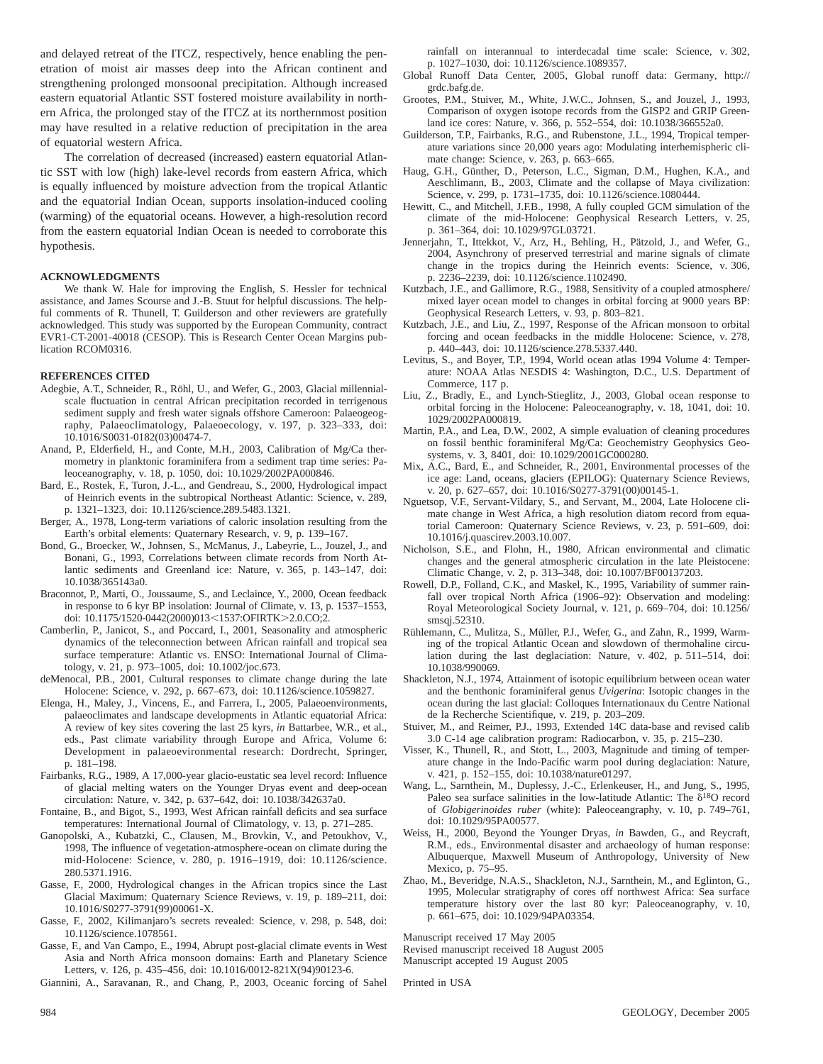and delayed retreat of the ITCZ, respectively, hence enabling the penetration of moist air masses deep into the African continent and strengthening prolonged monsoonal precipitation. Although increased eastern equatorial Atlantic SST fostered moisture availability in northern Africa, the prolonged stay of the ITCZ at its northernmost position may have resulted in a relative reduction of precipitation in the area of equatorial western Africa.

The correlation of decreased (increased) eastern equatorial Atlantic SST with low (high) lake-level records from eastern Africa, which is equally influenced by moisture advection from the tropical Atlantic and the equatorial Indian Ocean, supports insolation-induced cooling (warming) of the equatorial oceans. However, a high-resolution record from the eastern equatorial Indian Ocean is needed to corroborate this hypothesis.

## ACKNOWLEDGMENTS

We thank W. Hale for improving the English, S. Hessler for technical assistance, and James Scourse and J.-B. Stuut for helpful discussions. The helpful comments of R. Thunell, T. Guilderson and other reviewers are gratefully acknowledged. This study was supported by the European Community, contract EVR1-CT-2001-40018 (CESOP). This is Research Center Ocean Margins publication RCOM0316.

## REFERENCES CITED

Adegbie, A.T., Schneider, R., Röhl, U., and Wefer, G., 2003, Glacial millennial-scale fluctuation in central African precipitation recorded in terrigenous sediment supply and fresh water signals offshore Cameroon: Palaeogeography, Palaeoclimatology, Palaeoecology, v. 197, p. 323–333, doi: 10.1016/S0031-0182(03)00474-7.

Anand, P., Elderfield, H., and Conte, M.H., 2003, Calibration of Mg/Ca thermometry in planktonic foraminifera from a sediment trap time series: Paleoceanography, v. 18, p. 1050, doi: 10.1029/2002PA000846.

Bard, E., Rostek, F., Turon, J.-L., and Gendreau, S., 2000, Hydrological impact of Heinrich events in the subtropical Northeast Atlantic: Science, v. 289, p. 1321–1323, doi: 10.1126/science.289.5483.1321.

Berger, A., 1978, Long-term variations of caloric insolation resulting from the Earth's orbital elements: Quaternary Research, v. 9, p. 139–167.

Bond, G., Broecker, W., Johnsen, S., McManus, J., Labeyrie, L., Jouzel, J., and Bonani, G., 1993, Correlations between climate records from North Atlantic sediments and Greenland ice: Nature, v. 365, p. 143–147, doi: 10.1038/365143a0.

Braconnot, P., Marti, O., Joussaume, S., and Leclaince, Y., 2000, Ocean feedback in response to 6 kyr BP insolation: Journal of Climate, v. 13, p. 1537–1553, doi: 10.1175/1520-0442(2000)013<1537:OFIRTK>2.0.CO;2.

Camberlin, P., Janicot, S., and Poccard, I., 2001, Seasonality and atmospheric dynamics of the teleconnection between African rainfall and tropical sea surface temperature: Atlantic vs. ENSO: International Journal of Climatology, v. 21, p. 973–1005, doi: 10.1002/joc.673.

deMenocal, P.B., 2001, Cultural responses to climate change during the late Holocene: Science, v. 292, p. 667–673, doi: 10.1126/science.1059827.

Elenga, H., Maley, J., Vincens, E., and Farrera, I., 2005, Palaeoenvironments, palaeoclimates and landscape developments in Atlantic equatorial Africa: A review of key sites covering the last 25 kyrs, *in* Battarbee, W.R., et al., eds., Past climate variability through Europe and Africa, Volume 6: Development in palaeoevironmental research: Dordrecht, Springer, p. 181–198.

Fairbanks, R.G., 1989, A 17,000-year glacio-eustatic sea level record: Influence of glacial melting waters on the Younger Dryas event and deep-ocean circulation: Nature, v. 342, p. 637–642, doi: 10.1038/342637a0.

Fontaine, B., and Bigot, S., 1993, West African rainfall deficits and sea surface temperatures: International Journal of Climatology, v. 13, p. 271–285.

Ganopolski, A., Kubatzki, C., Clausen, M., Brovkin, V., and Petoukhov, V., 1998, The influence of vegetation-atmosphere-ocean on climate during the mid-Holocene: Science, v. 280, p. 1916–1919, doi: 10.1126/science.280.5371.1916.

Gasse, F., 2000, Hydrological changes in the African tropics since the Last Glacial Maximum: Quaternary Science Reviews, v. 19, p. 189–211, doi: 10.1016/S0277-3791(99)00061-X.

Gasse, F., 2002, Kilimanjaro's secrets revealed: Science, v. 298, p. 548, doi: 10.1126/science.1078561.

Gasse, F., and Van Campo, E., 1994, Abrupt post-glacial climate events in West Asia and North Africa monsoon domains: Earth and Planetary Science Letters, v. 126, p. 435–456, doi: 10.1016/0012-821X(94)90123-6.

Giannini, A., Saravanan, R., and Chang, P., 2003, Oceanic forcing of Sahel rainfall on interannual to interdecadal time scale: Science, v. 302, p. 1027–1030, doi: 10.1126/science.1089357.

Global Runoff Data Center, 2005, Global runoff data: Germany, http://grdc.bafg.de.

Grootes, P.M., Stuiver, M., White, J.W.C., Johnsen, S., and Jouzel, J., 1993, Comparison of oxygen isotope records from the GISP2 and GRIP Greenland ice cores: Nature, v. 366, p. 552–554, doi: 10.1038/366552a0.

Guilderson, T.P., Fairbanks, R.G., and Rubenstone, J.L., 1994, Tropical temperature variations since 20,000 years ago: Modulating interhemispheric climate change: Science, v. 263, p. 663–665.

Haug, G.H., Günther, D., Peterson, L.C., Sigman, D.M., Hughen, K.A., and Aeschlimann, B., 2003, Climate and the collapse of Maya civilization: Science, v. 299, p. 1731–1735, doi: 10.1126/science.1080444.

Hewitt, C., and Mitchell, J.F.B., 1998, A fully coupled GCM simulation of the climate of the mid-Holocene: Geophysical Research Letters, v. 25, p. 361–364, doi: 10.1029/97GL03721.

Jennerjahn, T., Ittekkot, V., Arz, H., Behling, H., Pätzold, J., and Wefer, G., 2004, Asynchrony of preserved terrestrial and marine signals of climate change in the tropics during the Heinrich events: Science, v. 306, p. 2236–2239, doi: 10.1126/science.1102490.

Kutzbach, J.E., and Gallimore, R.G., 1988, Sensitivity of a coupled atmosphere/mixed layer ocean model to changes in orbital forcing at 9000 years BP: Geophysical Research Letters, v. 93, p. 803–821.

Kutzbach, J.E., and Liu, Z., 1997, Response of the African monsoon to orbital forcing and ocean feedbacks in the middle Holocene: Science, v. 278, p. 440–443, doi: 10.1126/science.278.5337.440.

Levitus, S., and Boyer, T.P., 1994, World ocean atlas 1994 Volume 4: Temperature: NOAA Atlas NESDIS 4: Washington, D.C., U.S. Department of Commerce, 117 p.

Liu, Z., Bradly, E., and Lynch-Stieglitz, J., 2003, Global ocean response to orbital forcing in the Holocene: Paleoceanography, v. 18, 1041, doi: 10.1029/2002PA000819.

Martin, P.A., and Lea, D.W., 2002, A simple evaluation of cleaning procedures on fossil benthic foraminiferal Mg/Ca: Geochemistry Geophysics Geosystems, v. 3, 8401, doi: 10.1029/2001GC000280.

Mix, A.C., Bard, E., and Schneider, R., 2001, Environmental processes of the ice age: Land, oceans, glaciers (EPILOG): Quaternary Science Reviews, v. 20, p. 627–657, doi: 10.1016/S0277-3791(00)00145-1.

Nguetsop, V.F., Servant-Vildary, S., and Servant, M., 2004, Late Holocene climate change in West Africa, a high resolution diatom record from equatorial Cameroon: Quaternary Science Reviews, v. 23, p. 591–609, doi: 10.1016/j.quascirev.2003.10.007.

Nicholson, S.E., and Flohn, H., 1980, African environmental and climatic changes and the general atmospheric circulation in the late Pleistocene: Climatic Change, v. 2, p. 313–348, doi: 10.1007/BF00137203.

Rowell, D.P., Folland, C.K., and Maskel, K., 1995, Variability of summer rainfall over tropical North Africa (1906–92): Observation and modeling: Royal Meteorological Society Journal, v. 121, p. 669–704, doi: 10.1256/smsqj.52310.

Rühlemann, C., Mulitza, S., Müller, P.J., Wefer, G., and Zahn, R., 1999, Warming of the tropical Atlantic Ocean and slowdown of thermohaline circulation during the last deglaciation: Nature, v. 402, p. 511–514, doi: 10.1038/990069.

Shackleton, N.J., 1974, Attainment of isotopic equilibrium between ocean water and the benthonic foraminiferal genus *Uvigerina*: Isotopic changes in the ocean during the last glacial: Colloques Internationaux du Centre National de la Recherche Scientifique, v. 219, p. 203–209.

Stuiver, M., and Reimer, P.J., 1993, Extended 14C data-base and revised calib 3.0 C-14 age calibration program: Radiocarbon, v. 35, p. 215–230.

Visser, K., Thunell, R., and Stott, L., 2003, Magnitude and timing of temperature change in the Indo-Pacific warm pool during deglaciation: Nature, v. 421, p. 152–155, doi: 10.1038/nature01297.

Wang, L., Sarnthein, M., Duplessy, J.-C., Erlenkeuser, H., and Jung, S., 1995, Paleo sea surface salinities in the low-latitude Atlantic: The $\delta^{18}O$ record of *Globigerinoides ruber* (white): Paleoceangraphy, v. 10, p. 749–761, doi: 10.1029/95PA00577.

Weiss, H., 2000, Beyond the Younger Dryas, *in* Bawden, G., and Reycraft, R.M., eds., Environmental disaster and archaeology of human response: Albuquerque, Maxwell Museum of Anthropology, University of New Mexico, p. 75–95.

Zhao, M., Beveridge, N.A.S., Shackleton, N.J., Sarnthein, M., and Eglinton, G., 1995, Molecular stratigraphy of cores off northwest Africa: Sea surface temperature history over the last 80 kyr: Paleoceanography, v. 10, p. 661–675, doi: 10.1029/94PA03354.

Manuscript received 17 May 2005
Revised manuscript received 18 August 2005
Manuscript accepted 19 August 2005

Printed in USA